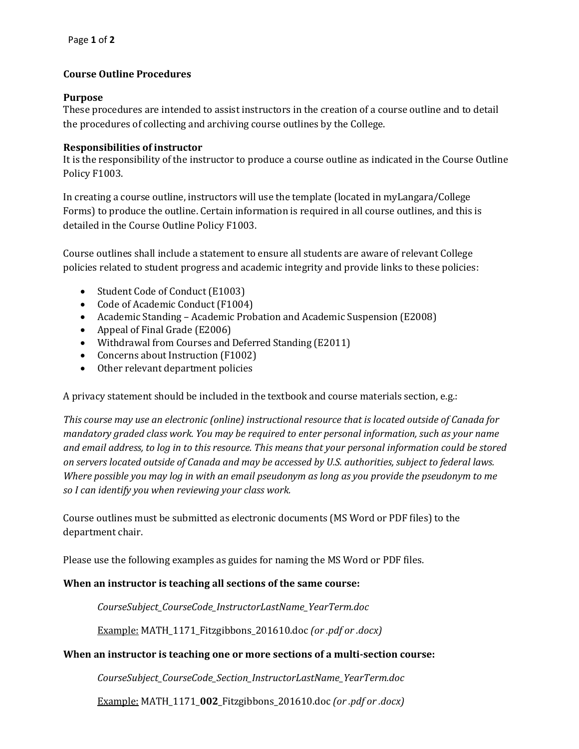# Course Outline Procedures

## Purpose

These procedures are intended to assist instructors in the creation of a course outline and to detail the procedures of collecting and archiving course outlines by the College.

## Responsibilities of instructor

It is the responsibility of the instructor to produce a course outline as indicated in the Course Outline Policy F1003.

In creating a course outline, instructors will use the template (located in myLangara/College Forms) to produce the outline. Certain information is required in all course outlines, and this is detailed in the Course Outline Policy F1003.

Course outlines shall include a statement to ensure all students are aware of relevant College policies related to student progress and academic integrity and provide links to these policies:

- Student Code of Conduct (E1003)
- Code of Academic Conduct (F1004)
- Academic Standing – Academic Probation and Academic Suspension (E2008)
- Appeal of Final Grade (E2006)
- Withdrawal from Courses and Deferred Standing (E2011)
- Concerns about Instruction (F1002)
- Other relevant department policies

A privacy statement should be included in the textbook and course materials section, e.g.:

*This course may use an electronic (online) instructional resource that is located outside of Canada for mandatory graded class work. You may be required to enter personal information, such as your name and email address, to log in to this resource. This means that your personal information could be stored on servers located outside of Canada and may be accessed by U.S. authorities, subject to federal laws. Where possible you may log in with an email pseudonym as long as you provide the pseudonym to me so I can identify you when reviewing your class work.*

Course outlines must be submitted as electronic documents (MS Word or PDF files) to the department chair.

Please use the following examples as guides for naming the MS Word or PDF files.

**When an instructor is teaching all sections of the same course:**

> *CourseSubject_CourseCode_InstructorLastName_YearTerm.doc*
>
> Example: MATH_1171_Fitzgibbons_201610.doc *(or .pdf or .docx)*

**When an instructor is teaching one or more sections of a multi-section course:**

> *CourseSubject_CourseCode_Section_InstructorLastName_YearTerm.doc*
>
> Example: MATH_1171_**002**_Fitzgibbons_201610.doc *(or .pdf or .docx)*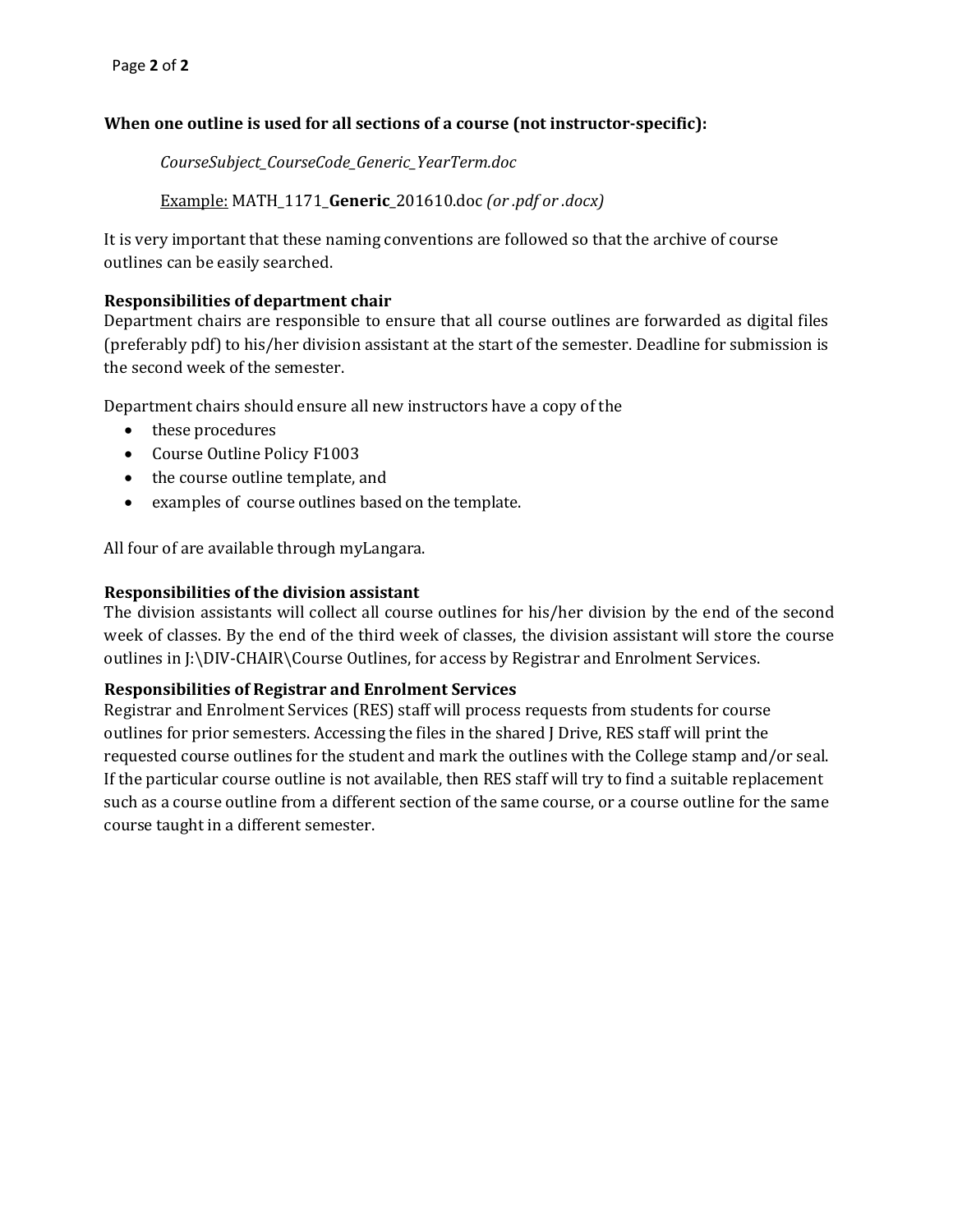**When one outline is used for all sections of a course (not instructor-specific):**

*CourseSubject_CourseCode_Generic_YearTerm.doc*

Example: MATH_1171_**Generic**_201610.doc *(or .pdf or .docx)*

It is very important that these naming conventions are followed so that the archive of course outlines can be easily searched.

**Responsibilities of department chair**

Department chairs are responsible to ensure that all course outlines are forwarded as digital files (preferably pdf) to his/her division assistant at the start of the semester. Deadline for submission is the second week of the semester.

Department chairs should ensure all new instructors have a copy of the

- these procedures
- Course Outline Policy F1003
- the course outline template, and
- examples of course outlines based on the template.

All four of are available through myLangara.

**Responsibilities of the division assistant**

The division assistants will collect all course outlines for his/her division by the end of the second week of classes. By the end of the third week of classes, the division assistant will store the course outlines in J:\DIV-CHAIR\Course Outlines, for access by Registrar and Enrolment Services.

**Responsibilities of Registrar and Enrolment Services**

Registrar and Enrolment Services (RES) staff will process requests from students for course outlines for prior semesters. Accessing the files in the shared J Drive, RES staff will print the requested course outlines for the student and mark the outlines with the College stamp and/or seal. If the particular course outline is not available, then RES staff will try to find a suitable replacement such as a course outline from a different section of the same course, or a course outline for the same course taught in a different semester.